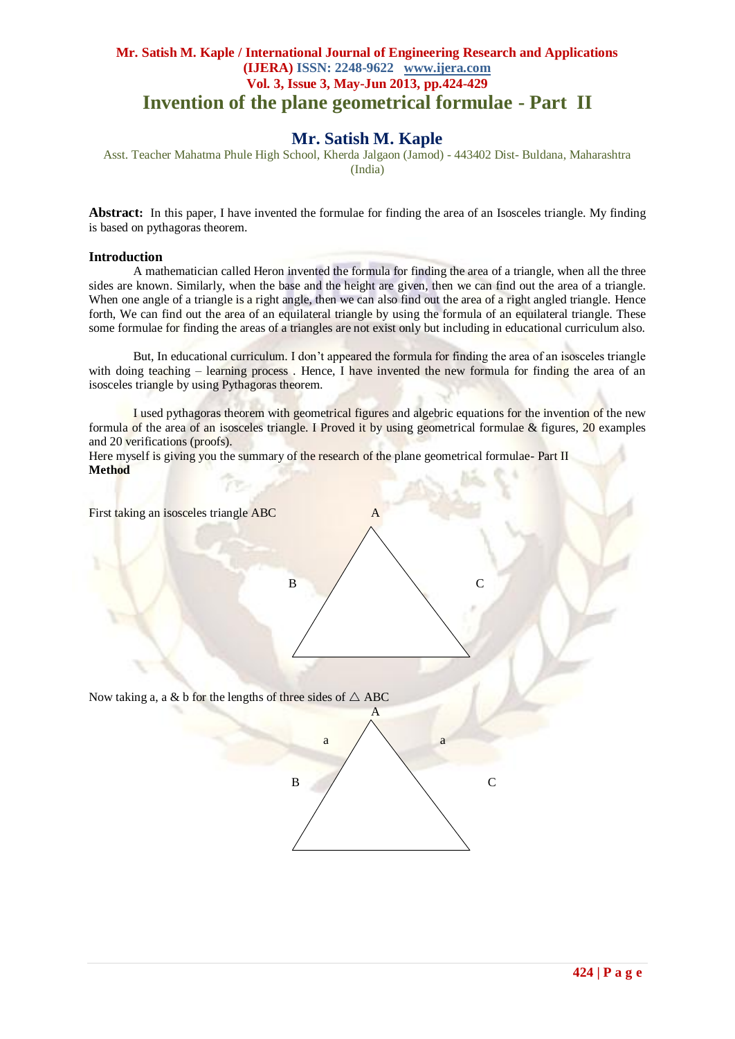# Invention of the plane geometrical formulae - Part II

## Mr. Satish M. Kaple

Asst. Teacher Mahatma Phule High School, Kherda Jalgaon (Jamod) - 443402 Dist- Buldana, Maharashtra (India)

**Abstract:** In this paper, I have invented the formulae for finding the area of an Isosceles triangle. My finding is based on pythagoras theorem.

### Introduction

A mathematician called Heron invented the formula for finding the area of a triangle, when all the three sides are known. Similarly, when the base and the height are given, then we can find out the area of a triangle. When one angle of a triangle is a right angle, then we can also find out the area of a right angled triangle. Hence forth, We can find out the area of an equilateral triangle by using the formula of an equilateral triangle. These some formulae for finding the areas of a triangles are not exist only but including in educational curriculum also.

But, In educational curriculum. I don't appeared the formula for finding the area of an isosceles triangle with doing teaching – learning process . Hence, I have invented the new formula for finding the area of an isosceles triangle by using Pythagoras theorem.

I used pythagoras theorem with geometrical figures and algebric equations for the invention of the new formula of the area of an isosceles triangle. I Proved it by using geometrical formulae & figures, 20 examples and 20 verifications (proofs).

Here myself is giving you the summary of the research of the plane geometrical formulae- Part II

**Method**

First taking an isosceles triangle ABC

Now taking a, a & b for the lengths of three sides of △ ABC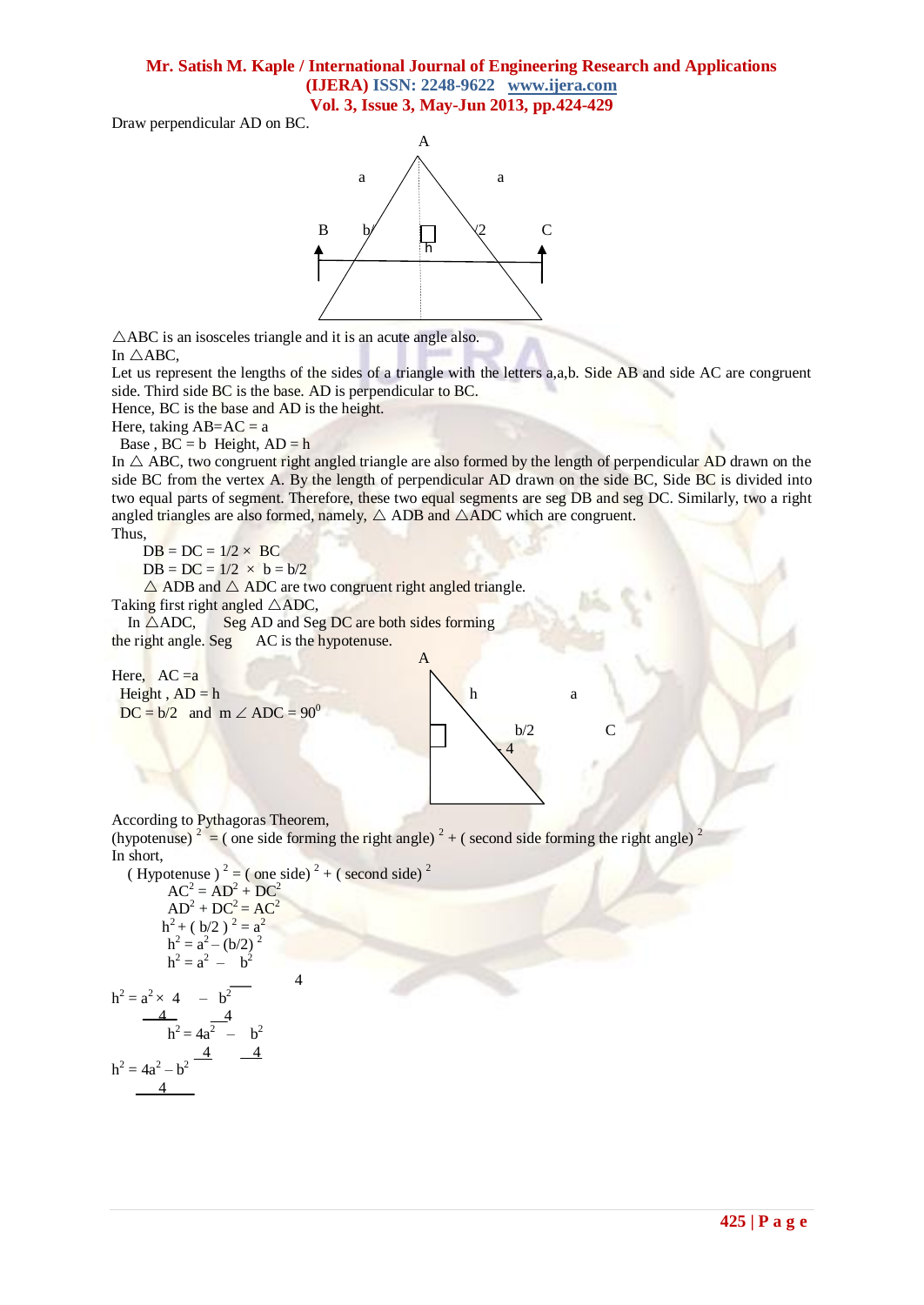Draw perpendicular AD on BC.

△ABC is an isosceles triangle and it is an acute angle also.

In △ABC,

Let us represent the lengths of the sides of a triangle with the letters a,a,b. Side AB and side AC are congruent side. Third side BC is the base. AD is perpendicular to BC.

Hence, BC is the base and AD is the height.

Here, taking AB=AC = a

Base , BC = b Height, AD = h

In △ ABC, two congruent right angled triangle are also formed by the length of perpendicular AD drawn on the side BC from the vertex A. By the length of perpendicular AD drawn on the side BC, Side BC is divided into two equal parts of segment. Therefore, these two equal segments are seg DB and seg DC. Similarly, two a right angled triangles are also formed, namely, △ ADB and △ADC which are congruent.

Thus,

DB = DC = 1/2 × BC

DB = DC = 1/2 × b = b/2

△ ADB and △ ADC are two congruent right angled triangle.

Taking first right angled △ADC,

In △ADC, Seg AD and Seg DC are both sides forming the right angle. Seg AC is the hypotenuse.

Here, AC =a

Height , AD = h

DC = b/2 and m ∠ ADC = $90^0$

According to Pythagoras Theorem,

$(\text{hypotenuse})^2 = (\text{one side forming the right angle})^2 + (\text{second side forming the right angle})^2$

In short,

$(\text{Hypotenuse})^2 = (\text{one side})^2 + (\text{second side})^2$

$$AC^2 = AD^2 + DC^2$$

$$AD^2 + DC^2 = AC^2$$

$$h^2 + (b/2)^2 = a^2$$

$$h^2 = a^2 - (b/2)^2$$

$$h^2 = a^2 - \frac{b^2}{4}$$

$$h^2 = \frac{a^2 \times 4}{4} - \frac{b^2}{4}$$

$$h^2 = \frac{4a^2}{4} - \frac{b^2}{4}$$

$$h^2 = \frac{4a^2 - b^2}{4}$$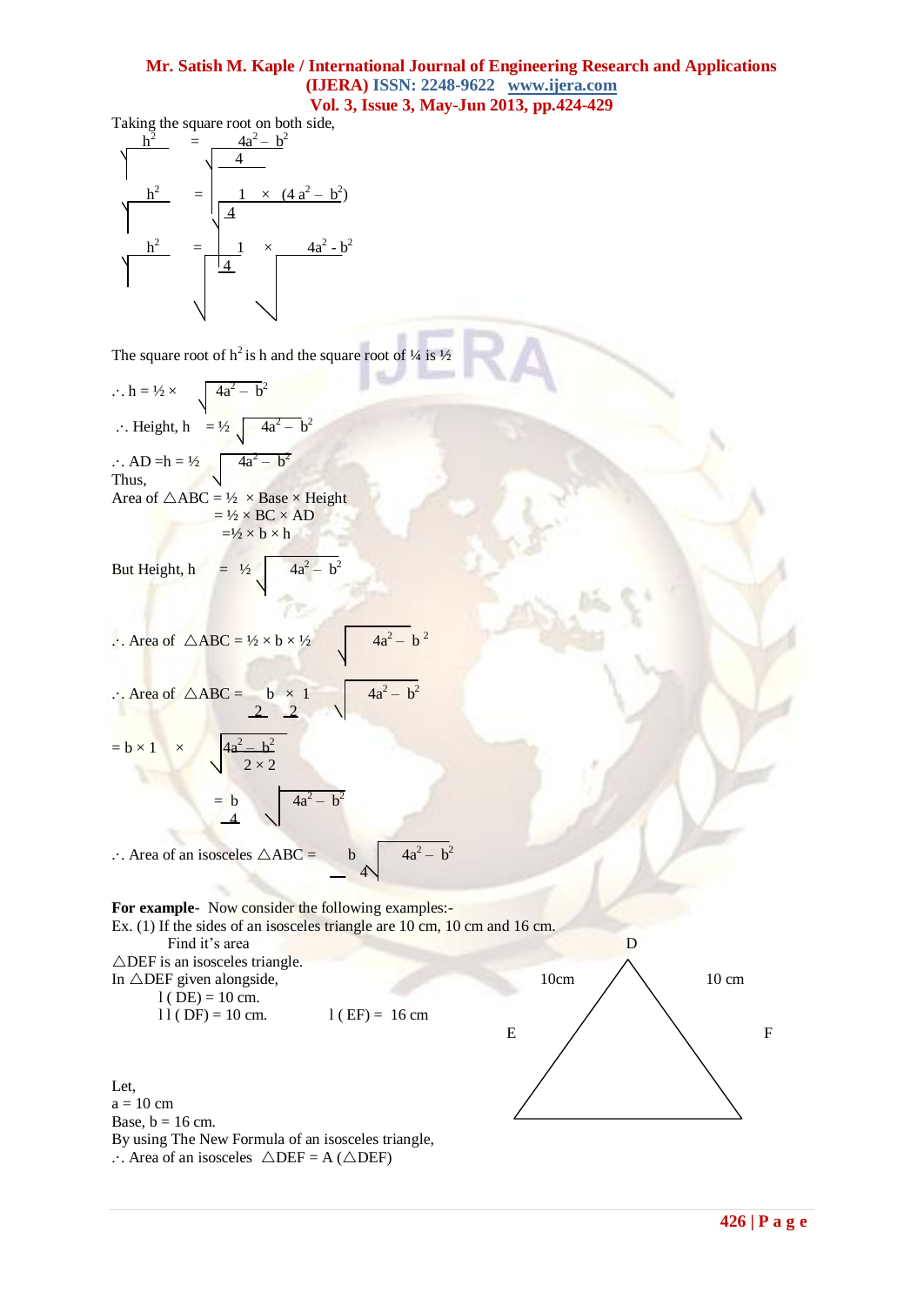Taking the square root on both side,

$$\sqrt{h^2} = \sqrt{\frac{4a^2 - b^2}{4}}$$

$$\sqrt{h^2} = \sqrt{\frac{1}{4} \times (4a^2 - b^2)}$$

$$\sqrt{h^2} = \sqrt{\frac{1}{4}} \times \sqrt{4a^2 - b^2}$$

The square root of $h^2$ is h and the square root of ¼ is ½

$$\therefore h = \frac{1}{2} \times \sqrt{4a^2 - b^2}$$

$$\therefore \text{Height, } h = \frac{1}{2}\sqrt{4a^2 - b^2}$$

$$\therefore AD = h = \frac{1}{2}\sqrt{4a^2 - b^2}$$

Thus,

Area of △ABC = ½ × Base × Height

= ½ × BC × AD

= ½ × b × h

But Height, $h = \frac{1}{2}\sqrt{4a^2 - b^2}$

$$\therefore \text{Area of } \triangle ABC = \frac{1}{2} \times b \times \frac{1}{2}\sqrt{4a^2 - b^2}$$

$$\therefore \text{Area of } \triangle ABC = \frac{b}{2} \times \frac{1}{2}\sqrt{4a^2 - b^2}$$

$$= b \times 1 \times \frac{\sqrt{4a^2 - b^2}}{2 \times 2}$$

$$= \frac{b}{4}\sqrt{4a^2 - b^2}$$

$$\therefore \text{Area of an isosceles } \triangle ABC = \frac{b}{4}\sqrt{4a^2 - b^2}$$

**For example**- Now consider the following examples:-

Ex. (1) If the sides of an isosceles triangle are 10 cm, 10 cm and 16 cm. Find it's area

△DEF is an isosceles triangle.

In △DEF given alongside,

l ( DE) = 10 cm.

l ( DF) = 10 cm. l ( EF) = 16 cm

Let,

a = 10 cm

Base, b = 16 cm.

By using The New Formula of an isosceles triangle,

∴ Area of an isosceles △DEF = A (△DEF)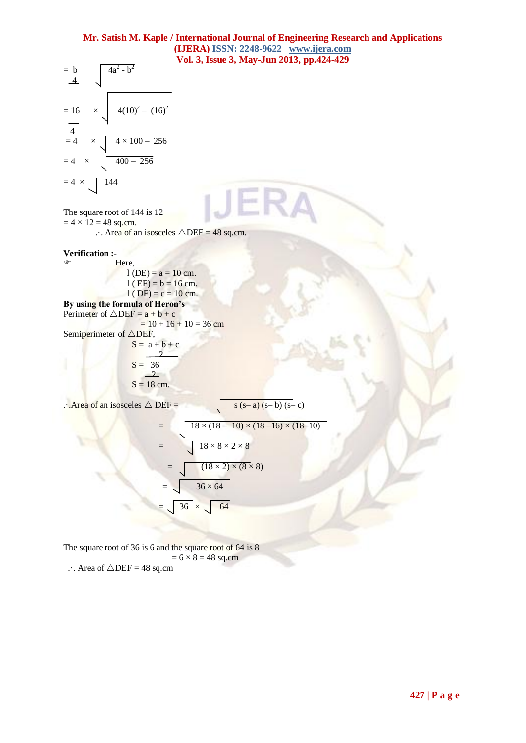$$= \frac{b}{4}\sqrt{4a^2 - b^2}$$

$$= \frac{16}{4} \times \sqrt{4(10)^2 - (16)^2}$$

$$= 4 \times \sqrt{4 \times 100 - 256}$$

$$= 4 \times \sqrt{400 - 256}$$

$$= 4 \times \sqrt{144}$$

The square root of 144 is 12

= 4 × 12 = 48 sq.cm.

∴. Area of an isosceles △DEF = 48 sq.cm.

**Verification :-**

☞ Here,

l (DE) = a = 10 cm.

l ( EF) = b = 16 cm.

l ( DF) = c = 10 cm.

**By using the formula of Heron's**

Perimeter of △DEF = a + b + c

= 10 + 16 + 10 = 36 cm

Semiperimeter of △DEF,

$$S = \frac{a + b + c}{2}$$

$$S = \frac{36}{2}$$

S = 18 cm.

∴Area of an isosceles △ DEF = $\sqrt{s\,(s - a)\,(s - b)\,(s - c)}$

$$= \sqrt{18 \times (18 - 10) \times (18 - 16) \times (18 - 10)}$$

$$= \sqrt{18 \times 8 \times 2 \times 8}$$

$$= \sqrt{(18 \times 2) \times (8 \times 8)}$$

$$= \sqrt{36 \times 64}$$

$$= \sqrt{36} \times \sqrt{64}$$

The square root of 36 is 6 and the square root of 64 is 8

= 6 × 8 = 48 sq.cm

∴. Area of △DEF = 48 sq.cm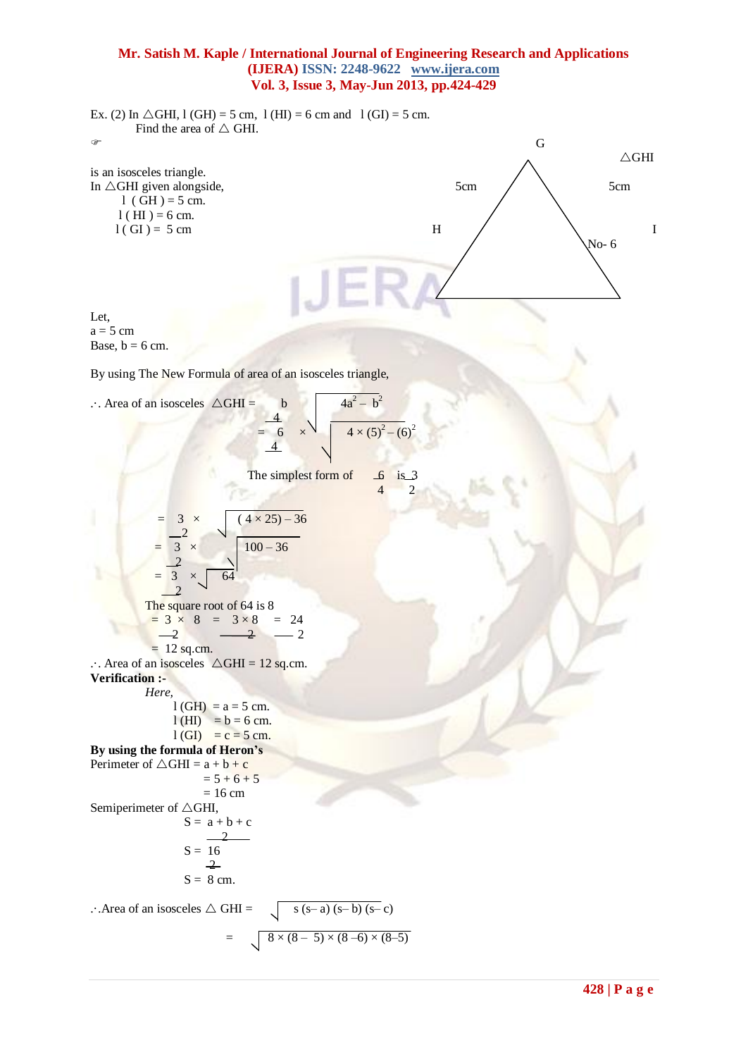Ex. (2) In △GHI, l (GH) = 5 cm, l (HI) = 6 cm and l (GI) = 5 cm.

Find the area of △ GHI.

☞

is an isosceles triangle.

In △GHI given alongside,

l ( GH ) = 5 cm.

l ( HI ) = 6 cm.

l ( GI ) = 5 cm

G

△GHI

5cm 5cm

H I

No- 6

Let,

a = 5 cm

Base, b = 6 cm.

By using The New Formula of area of an isosceles triangle,

$\therefore$ Area of an isosceles △GHI = $\frac{b}{4} \times \sqrt{4a^2 - b^2}$

$= \frac{6}{4} \times \sqrt{4 \times (5)^2 - (6)^2}$

The simplest form of $\frac{6}{4}$ is $\frac{3}{2}$

$= \frac{3}{2} \times \sqrt{(4 \times 25) - 36}$

$= \frac{3}{2} \times \sqrt{100 - 36}$

$= \frac{3}{2} \times \sqrt{64}$

The square root of 64 is 8

$= \frac{3}{2} \times 8 = \frac{3 \times 8}{2} = \frac{24}{2}$

= 12 sq.cm.

$\therefore$ Area of an isosceles △GHI = 12 sq.cm.

**Verification :-**

*Here,*

l (GH) = a = 5 cm.

l (HI) = b = 6 cm.

l (GI) = c = 5 cm.

**By using the formula of Heron's**

Perimeter of △GHI = a + b + c

= 5 + 6 + 5

= 16 cm

Semiperimeter of △GHI,

$S = \frac{a + b + c}{2}$

$S = \frac{16}{2}$

S = 8 cm.

$\therefore$Area of an isosceles △ GHI = $\sqrt{s\,(s - a)\,(s - b)\,(s - c)}$

$= \sqrt{8 \times (8 - 5) \times (8 - 6) \times (8 - 5)}$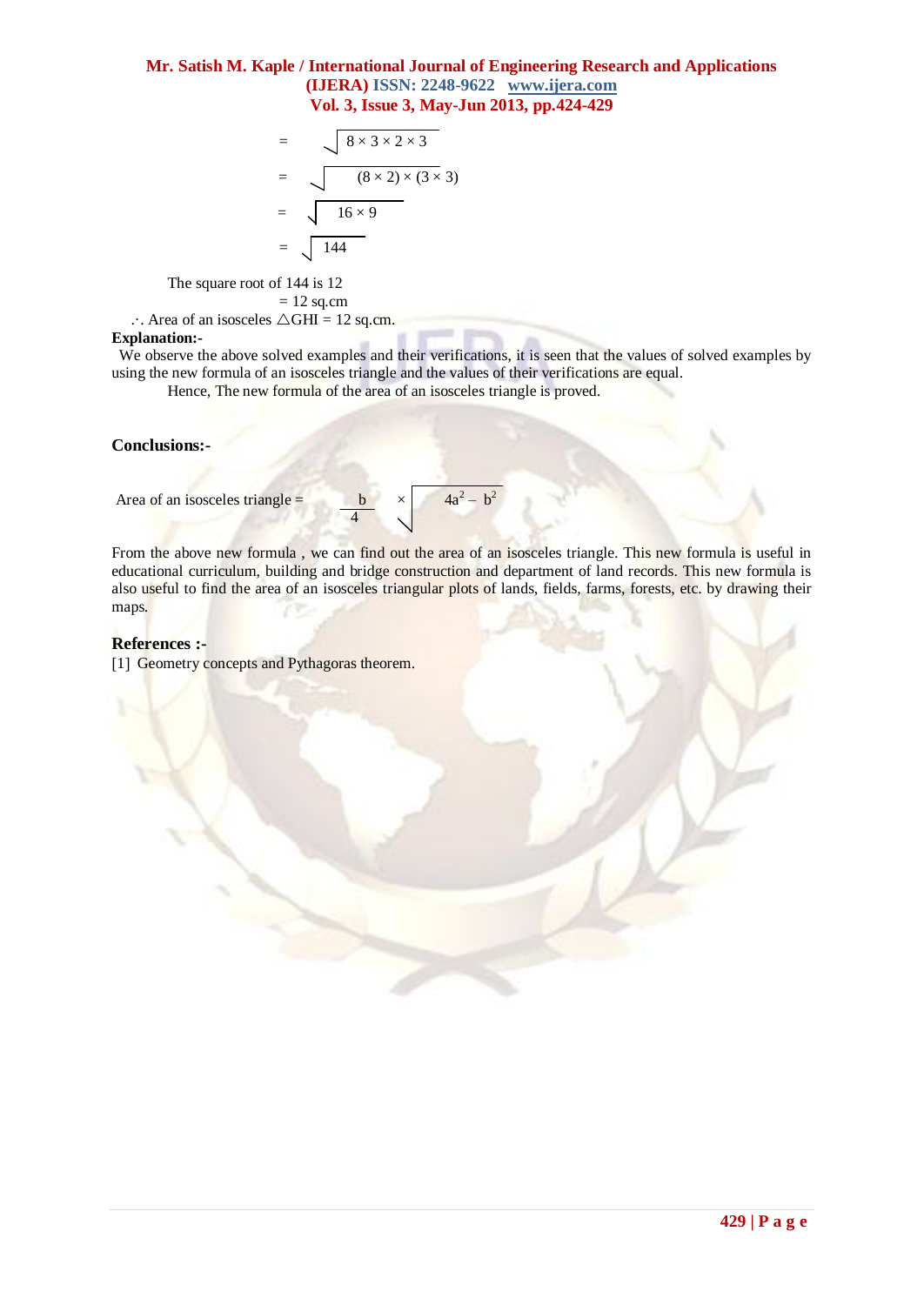$$= \sqrt{8 \times 3 \times 2 \times 3}$$

$$= \sqrt{(8 \times 2) \times (3 \times 3)}$$

$$= \sqrt{16 \times 9}$$

$$= \sqrt{144}$$

The square root of 144 is 12

= 12 sq.cm

$\therefore$ Area of an isosceles $\triangle$GHI = 12 sq.cm.

**Explanation:-**

We observe the above solved examples and their verifications, it is seen that the values of solved examples by using the new formula of an isosceles triangle and the values of their verifications are equal.

Hence, The new formula of the area of an isosceles triangle is proved.

## Conclusions:-

$$\text{Area of an isosceles triangle} = \frac{b}{4} \times \sqrt{4a^2 - b^2}$$

From the above new formula , we can find out the area of an isosceles triangle. This new formula is useful in educational curriculum, building and bridge construction and department of land records. This new formula is also useful to find the area of an isosceles triangular plots of lands, fields, farms, forests, etc. by drawing their maps.

## References :-

[1] Geometry concepts and Pythagoras theorem.